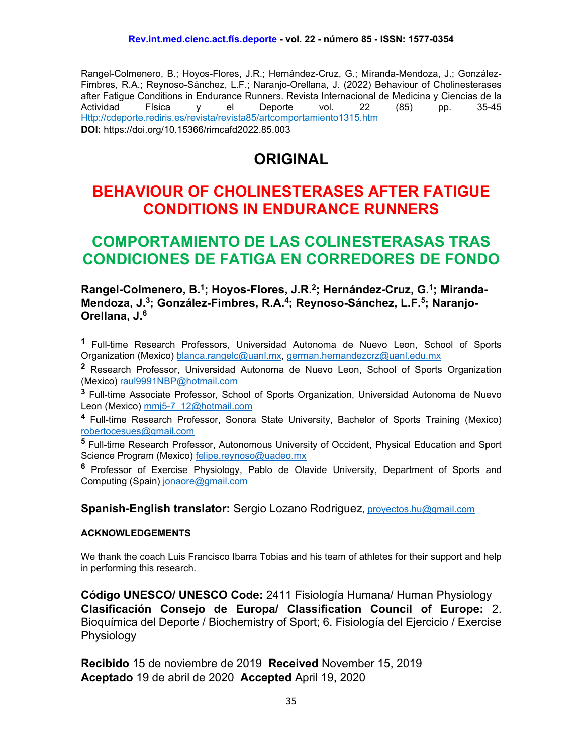Rangel-Colmenero, B.; Hoyos-Flores, J.R.; Hernández-Cruz, G.; Miranda-Mendoza, J.; González-Fimbres, R.A.; Reynoso-Sánchez, L.F.; Naranjo-Orellana, J. (2022) Behaviour of Cholinesterases after Fatigue Conditions in Endurance Runners. Revista Internacional de Medicina y Ciencias de la Actividad Física y el Deporte vol. 22 (85) pp. 35-45 Http://cdeporte.rediris.es/revista/revista85/artcomportamiento1315.htm
**DOI:** https://doi.org/10.15366/rimcafd2022.85.003

# ORIGINAL

# BEHAVIOUR OF CHOLINESTERASES AFTER FATIGUE CONDITIONS IN ENDURANCE RUNNERS

# COMPORTAMIENTO DE LAS COLINESTERASAS TRAS CONDICIONES DE FATIGA EN CORREDORES DE FONDO

**Rangel-Colmenero, B.[1]; Hoyos-Flores, J.R.[2]; Hernández-Cruz, G.[1]; Miranda-Mendoza, J.[3]; González-Fimbres, R.A.[4]; Reynoso-Sánchez, L.F.[5]; Naranjo-Orellana, J.[6]**

[1] Full-time Research Professors, Universidad Autonoma de Nuevo Leon, School of Sports Organization (Mexico) blanca.rangelc@uanl.mx, german.hernandezcrz@uanl.edu.mx

[2] Research Professor, Universidad Autonoma de Nuevo Leon, School of Sports Organization (Mexico) raul9991NBP@hotmail.com

[3] Full-time Associate Professor, School of Sports Organization, Universidad Autonoma de Nuevo Leon (Mexico) mmj5-7_12@hotmail.com

[4] Full-time Research Professor, Sonora State University, Bachelor of Sports Training (Mexico) robertocesues@gmail.com

[5] Full-time Research Professor, Autonomous University of Occident, Physical Education and Sport Science Program (Mexico) felipe.reynoso@uadeo.mx

[6] Professor of Exercise Physiology, Pablo de Olavide University, Department of Sports and Computing (Spain) jonaore@gmail.com

**Spanish-English translator:** Sergio Lozano Rodriguez, proyectos.hu@gmail.com

#### ACKNOWLEDGEMENTS

We thank the coach Luis Francisco Ibarra Tobias and his team of athletes for their support and help in performing this research.

**Código UNESCO/ UNESCO Code:** 2411 Fisiología Humana/ Human Physiology
**Clasificación Consejo de Europa/ Classification Council of Europe:** 2. Bioquímica del Deporte / Biochemistry of Sport; 6. Fisiología del Ejercicio / Exercise Physiology

**Recibido** 15 de noviembre de 2019 **Received** November 15, 2019
**Aceptado** 19 de abril de 2020 **Accepted** April 19, 2020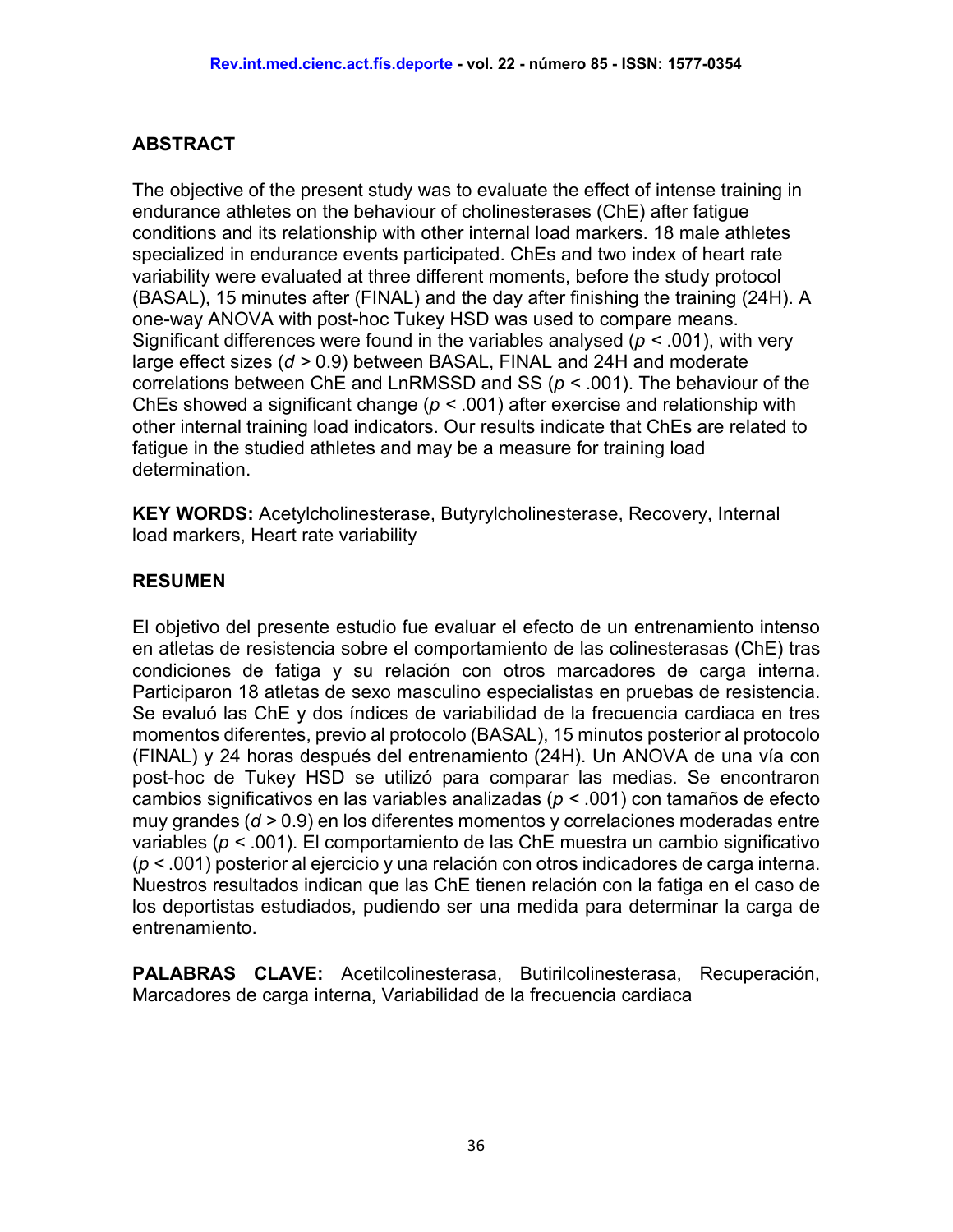## ABSTRACT

The objective of the present study was to evaluate the effect of intense training in endurance athletes on the behaviour of cholinesterases (ChE) after fatigue conditions and its relationship with other internal load markers. 18 male athletes specialized in endurance events participated. ChEs and two index of heart rate variability were evaluated at three different moments, before the study protocol (BASAL), 15 minutes after (FINAL) and the day after finishing the training (24H). A one-way ANOVA with post-hoc Tukey HSD was used to compare means. Significant differences were found in the variables analysed ($p < .001$), with very large effect sizes ($d > 0.9$) between BASAL, FINAL and 24H and moderate correlations between ChE and LnRMSSD and SS ($p < .001$). The behaviour of the ChEs showed a significant change ($p < .001$) after exercise and relationship with other internal training load indicators. Our results indicate that ChEs are related to fatigue in the studied athletes and may be a measure for training load determination.

**KEY WORDS:** Acetylcholinesterase, Butyrylcholinesterase, Recovery, Internal load markers, Heart rate variability

## RESUMEN

El objetivo del presente estudio fue evaluar el efecto de un entrenamiento intenso en atletas de resistencia sobre el comportamiento de las colinesterasas (ChE) tras condiciones de fatiga y su relación con otros marcadores de carga interna. Participaron 18 atletas de sexo masculino especialistas en pruebas de resistencia. Se evaluó las ChE y dos índices de variabilidad de la frecuencia cardiaca en tres momentos diferentes, previo al protocolo (BASAL), 15 minutos posterior al protocolo (FINAL) y 24 horas después del entrenamiento (24H). Un ANOVA de una vía con post-hoc de Tukey HSD se utilizó para comparar las medias. Se encontraron cambios significativos en las variables analizadas ($p < .001$) con tamaños de efecto muy grandes ($d > 0.9$) en los diferentes momentos y correlaciones moderadas entre variables ($p < .001$). El comportamiento de las ChE muestra un cambio significativo ($p < .001$) posterior al ejercicio y una relación con otros indicadores de carga interna. Nuestros resultados indican que las ChE tienen relación con la fatiga en el caso de los deportistas estudiados, pudiendo ser una medida para determinar la carga de entrenamiento.

**PALABRAS CLAVE:** Acetilcolinesterasa, Butirilcolinesterasa, Recuperación, Marcadores de carga interna, Variabilidad de la frecuencia cardiaca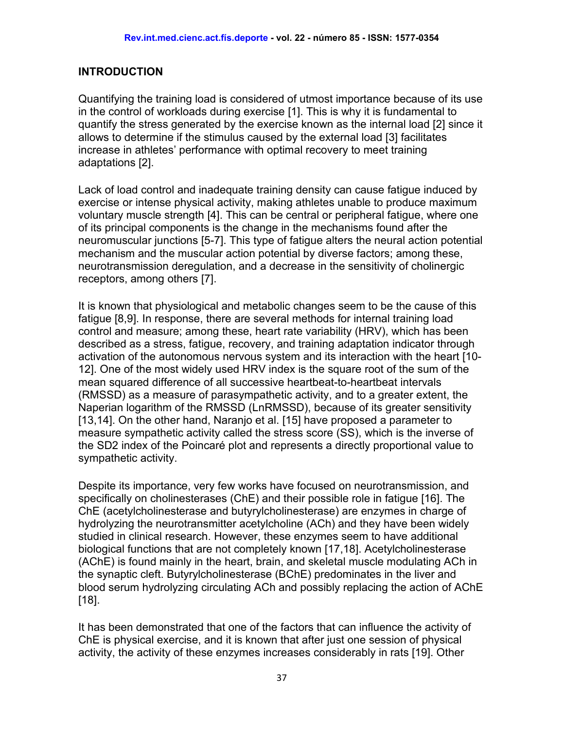## INTRODUCTION

Quantifying the training load is considered of utmost importance because of its use in the control of workloads during exercise [1]. This is why it is fundamental to quantify the stress generated by the exercise known as the internal load [2] since it allows to determine if the stimulus caused by the external load [3] facilitates increase in athletes' performance with optimal recovery to meet training adaptations [2].

Lack of load control and inadequate training density can cause fatigue induced by exercise or intense physical activity, making athletes unable to produce maximum voluntary muscle strength [4]. This can be central or peripheral fatigue, where one of its principal components is the change in the mechanisms found after the neuromuscular junctions [5-7]. This type of fatigue alters the neural action potential mechanism and the muscular action potential by diverse factors; among these, neurotransmission deregulation, and a decrease in the sensitivity of cholinergic receptors, among others [7].

It is known that physiological and metabolic changes seem to be the cause of this fatigue [8,9]. In response, there are several methods for internal training load control and measure; among these, heart rate variability (HRV), which has been described as a stress, fatigue, recovery, and training adaptation indicator through activation of the autonomous nervous system and its interaction with the heart [10-12]. One of the most widely used HRV index is the square root of the sum of the mean squared difference of all successive heartbeat-to-heartbeat intervals (RMSSD) as a measure of parasympathetic activity, and to a greater extent, the Naperian logarithm of the RMSSD (LnRMSSD), because of its greater sensitivity [13,14]. On the other hand, Naranjo et al. [15] have proposed a parameter to measure sympathetic activity called the stress score (SS), which is the inverse of the SD2 index of the Poincaré plot and represents a directly proportional value to sympathetic activity.

Despite its importance, very few works have focused on neurotransmission, and specifically on cholinesterases (ChE) and their possible role in fatigue [16]. The ChE (acetylcholinesterase and butyrylcholinesterase) are enzymes in charge of hydrolyzing the neurotransmitter acetylcholine (ACh) and they have been widely studied in clinical research. However, these enzymes seem to have additional biological functions that are not completely known [17,18]. Acetylcholinesterase (AChE) is found mainly in the heart, brain, and skeletal muscle modulating ACh in the synaptic cleft. Butyrylcholinesterase (BChE) predominates in the liver and blood serum hydrolyzing circulating ACh and possibly replacing the action of AChE [18].

It has been demonstrated that one of the factors that can influence the activity of ChE is physical exercise, and it is known that after just one session of physical activity, the activity of these enzymes increases considerably in rats [19]. Other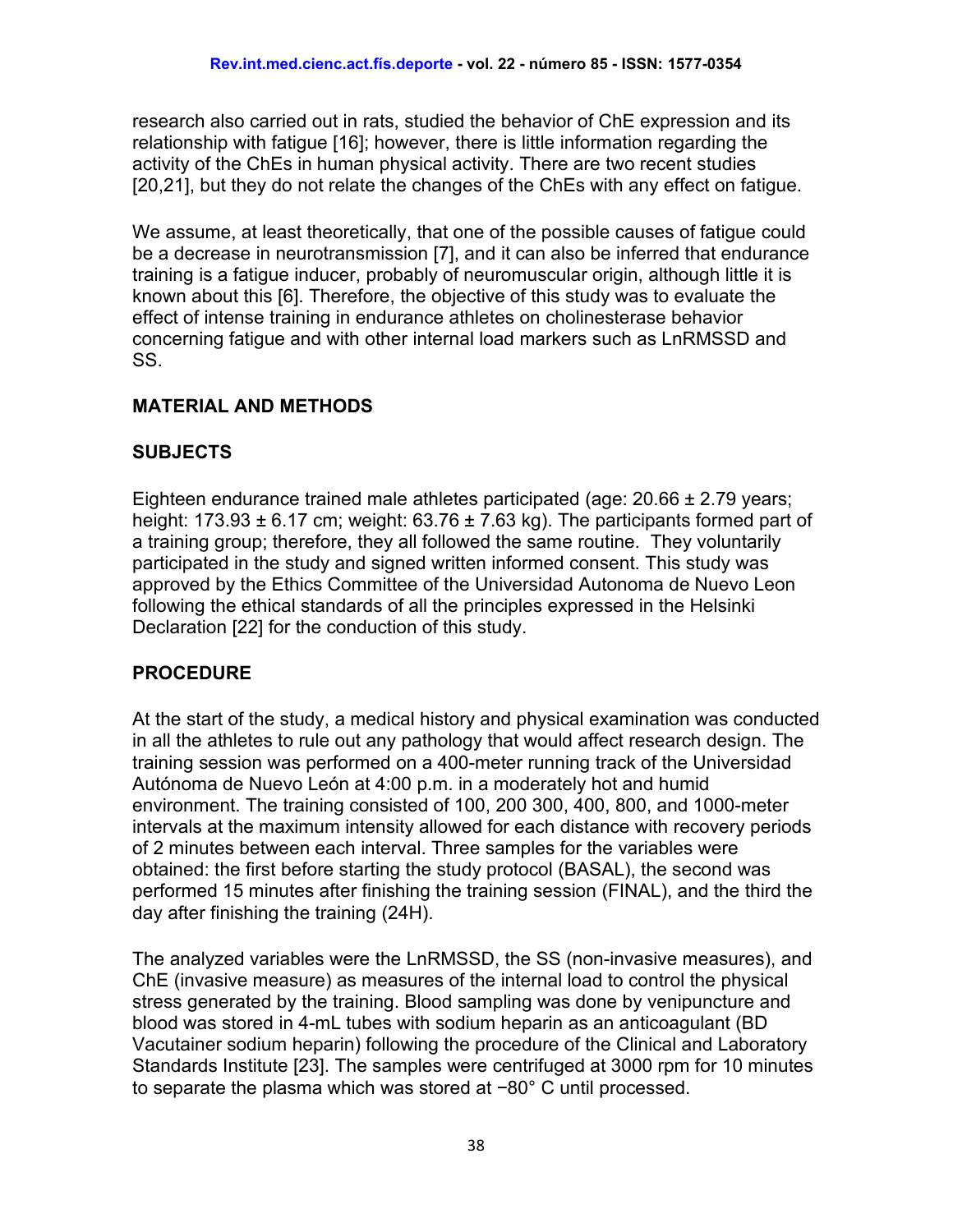research also carried out in rats, studied the behavior of ChE expression and its relationship with fatigue [16]; however, there is little information regarding the activity of the ChEs in human physical activity. There are two recent studies [20,21], but they do not relate the changes of the ChEs with any effect on fatigue.

We assume, at least theoretically, that one of the possible causes of fatigue could be a decrease in neurotransmission [7], and it can also be inferred that endurance training is a fatigue inducer, probably of neuromuscular origin, although little it is known about this [6]. Therefore, the objective of this study was to evaluate the effect of intense training in endurance athletes on cholinesterase behavior concerning fatigue and with other internal load markers such as LnRMSSD and SS.

## MATERIAL AND METHODS

### SUBJECTS

Eighteen endurance trained male athletes participated (age: 20.66 ± 2.79 years; height: 173.93 ± 6.17 cm; weight: 63.76 ± 7.63 kg). The participants formed part of a training group; therefore, they all followed the same routine. They voluntarily participated in the study and signed written informed consent. This study was approved by the Ethics Committee of the Universidad Autonoma de Nuevo Leon following the ethical standards of all the principles expressed in the Helsinki Declaration [22] for the conduction of this study.

### PROCEDURE

At the start of the study, a medical history and physical examination was conducted in all the athletes to rule out any pathology that would affect research design. The training session was performed on a 400-meter running track of the Universidad Autónoma de Nuevo León at 4:00 p.m. in a moderately hot and humid environment. The training consisted of 100, 200 300, 400, 800, and 1000-meter intervals at the maximum intensity allowed for each distance with recovery periods of 2 minutes between each interval. Three samples for the variables were obtained: the first before starting the study protocol (BASAL), the second was performed 15 minutes after finishing the training session (FINAL), and the third the day after finishing the training (24H).

The analyzed variables were the LnRMSSD, the SS (non-invasive measures), and ChE (invasive measure) as measures of the internal load to control the physical stress generated by the training. Blood sampling was done by venipuncture and blood was stored in 4-mL tubes with sodium heparin as an anticoagulant (BD Vacutainer sodium heparin) following the procedure of the Clinical and Laboratory Standards Institute [23]. The samples were centrifuged at 3000 rpm for 10 minutes to separate the plasma which was stored at −80° C until processed.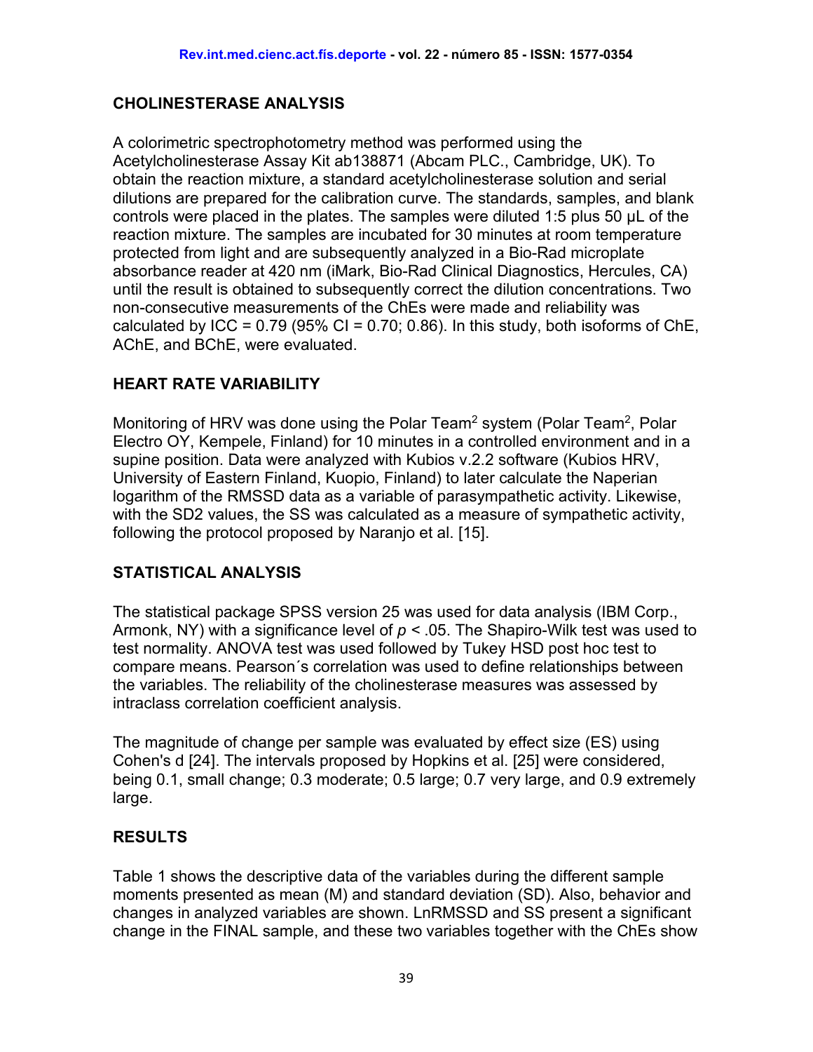## CHOLINESTERASE ANALYSIS

A colorimetric spectrophotometry method was performed using the Acetylcholinesterase Assay Kit ab138871 (Abcam PLC., Cambridge, UK). To obtain the reaction mixture, a standard acetylcholinesterase solution and serial dilutions are prepared for the calibration curve. The standards, samples, and blank controls were placed in the plates. The samples were diluted 1:5 plus 50 µL of the reaction mixture. The samples are incubated for 30 minutes at room temperature protected from light and are subsequently analyzed in a Bio-Rad microplate absorbance reader at 420 nm (iMark, Bio-Rad Clinical Diagnostics, Hercules, CA) until the result is obtained to subsequently correct the dilution concentrations. Two non-consecutive measurements of the ChEs were made and reliability was calculated by ICC = 0.79 (95% CI = 0.70; 0.86). In this study, both isoforms of ChE, AChE, and BChE, were evaluated.

## HEART RATE VARIABILITY

Monitoring of HRV was done using the Polar Team$^2$ system (Polar Team$^2$, Polar Electro OY, Kempele, Finland) for 10 minutes in a controlled environment and in a supine position. Data were analyzed with Kubios v.2.2 software (Kubios HRV, University of Eastern Finland, Kuopio, Finland) to later calculate the Naperian logarithm of the RMSSD data as a variable of parasympathetic activity. Likewise, with the SD2 values, the SS was calculated as a measure of sympathetic activity, following the protocol proposed by Naranjo et al. [15].

## STATISTICAL ANALYSIS

The statistical package SPSS version 25 was used for data analysis (IBM Corp., Armonk, NY) with a significance level of $p < .05$. The Shapiro-Wilk test was used to test normality. ANOVA test was used followed by Tukey HSD post hoc test to compare means. Pearson´s correlation was used to define relationships between the variables. The reliability of the cholinesterase measures was assessed by intraclass correlation coefficient analysis.

The magnitude of change per sample was evaluated by effect size (ES) using Cohen's d [24]. The intervals proposed by Hopkins et al. [25] were considered, being 0.1, small change; 0.3 moderate; 0.5 large; 0.7 very large, and 0.9 extremely large.

## RESULTS

Table 1 shows the descriptive data of the variables during the different sample moments presented as mean (M) and standard deviation (SD). Also, behavior and changes in analyzed variables are shown. LnRMSSD and SS present a significant change in the FINAL sample, and these two variables together with the ChEs show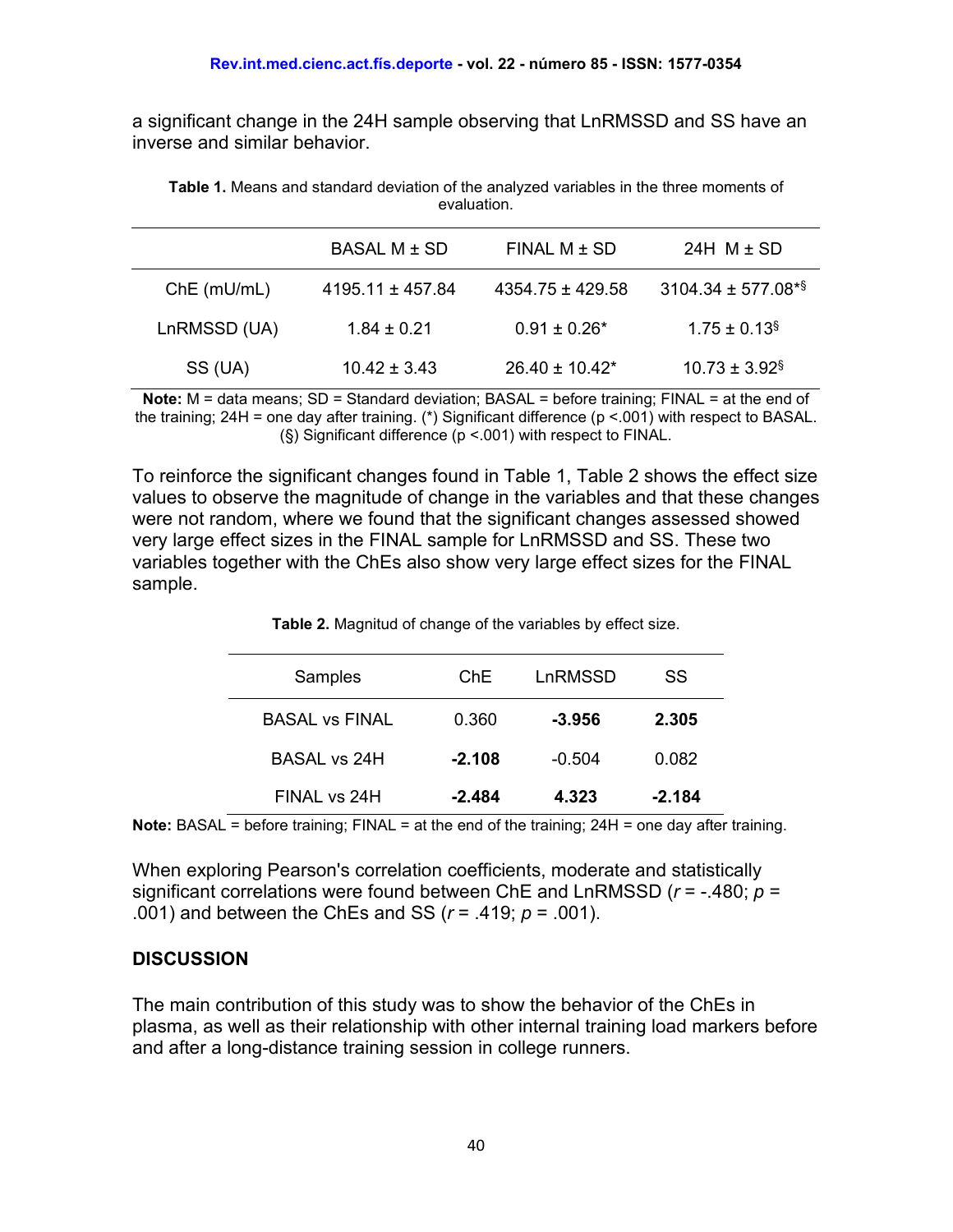a significant change in the 24H sample observing that LnRMSSD and SS have an inverse and similar behavior.

**Table 1.** Means and standard deviation of the analyzed variables in the three moments of evaluation.

| | BASAL M ± SD | FINAL M ± SD | 24H M ± SD |
|---|---|---|---|
| ChE (mU/mL) | 4195.11 ± 457.84 | 4354.75 ± 429.58 | 3104.34 ± 577.08*§ |
| LnRMSSD (UA) | 1.84 ± 0.21 | 0.91 ± 0.26* | 1.75 ± 0.13§ |
| SS (UA) | 10.42 ± 3.43 | 26.40 ± 10.42* | 10.73 ± 3.92§ |

**Note:** M = data means; SD = Standard deviation; BASAL = before training; FINAL = at the end of the training; 24H = one day after training. (*) Significant difference (p <.001) with respect to BASAL. (§) Significant difference (p <.001) with respect to FINAL.

To reinforce the significant changes found in Table 1, Table 2 shows the effect size values to observe the magnitude of change in the variables and that these changes were not random, where we found that the significant changes assessed showed very large effect sizes in the FINAL sample for LnRMSSD and SS. These two variables together with the ChEs also show very large effect sizes for the FINAL sample.

**Table 2.** Magnitud of change of the variables by effect size.

| Samples | ChE | LnRMSSD | SS |
|---|---|---|---|
| BASAL vs FINAL | 0.360 | **-3.956** | **2.305** |
| BASAL vs 24H | **-2.108** | -0.504 | 0.082 |
| FINAL vs 24H | **-2.484** | **4.323** | **-2.184** |

**Note:** BASAL = before training; FINAL = at the end of the training; 24H = one day after training.

When exploring Pearson's correlation coefficients, moderate and statistically significant correlations were found between ChE and LnRMSSD ($r$ = -.480; $p$ = .001) and between the ChEs and SS ($r$ = .419; $p$ = .001).

## DISCUSSION

The main contribution of this study was to show the behavior of the ChEs in plasma, as well as their relationship with other internal training load markers before and after a long-distance training session in college runners.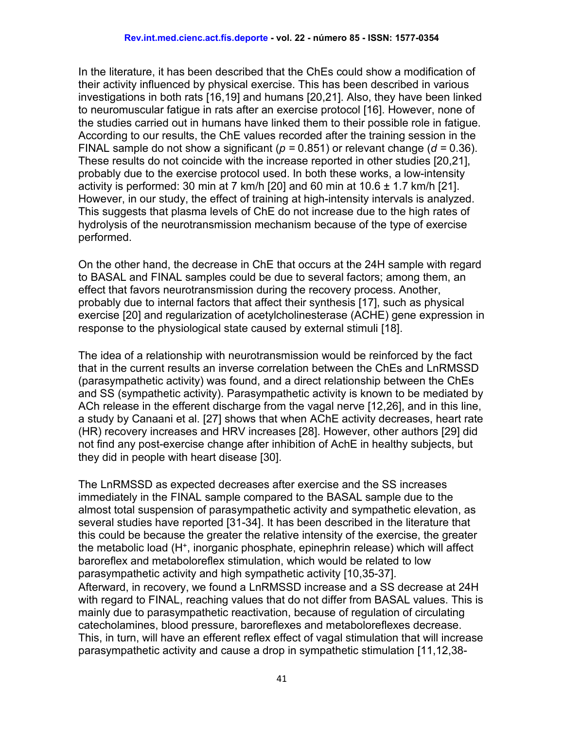In the literature, it has been described that the ChEs could show a modification of their activity influenced by physical exercise. This has been described in various investigations in both rats [16,19] and humans [20,21]. Also, they have been linked to neuromuscular fatigue in rats after an exercise protocol [16]. However, none of the studies carried out in humans have linked them to their possible role in fatigue. According to our results, the ChE values recorded after the training session in the FINAL sample do not show a significant ($p$ = 0.851) or relevant change ($d$ = 0.36). These results do not coincide with the increase reported in other studies [20,21], probably due to the exercise protocol used. In both these works, a low-intensity activity is performed: 30 min at 7 km/h [20] and 60 min at 10.6 ± 1.7 km/h [21]. However, in our study, the effect of training at high-intensity intervals is analyzed. This suggests that plasma levels of ChE do not increase due to the high rates of hydrolysis of the neurotransmission mechanism because of the type of exercise performed.

On the other hand, the decrease in ChE that occurs at the 24H sample with regard to BASAL and FINAL samples could be due to several factors; among them, an effect that favors neurotransmission during the recovery process. Another, probably due to internal factors that affect their synthesis [17], such as physical exercise [20] and regularization of acetylcholinesterase (ACHE) gene expression in response to the physiological state caused by external stimuli [18].

The idea of a relationship with neurotransmission would be reinforced by the fact that in the current results an inverse correlation between the ChEs and LnRMSSD (parasympathetic activity) was found, and a direct relationship between the ChEs and SS (sympathetic activity). Parasympathetic activity is known to be mediated by ACh release in the efferent discharge from the vagal nerve [12,26], and in this line, a study by Canaani et al. [27] shows that when AChE activity decreases, heart rate (HR) recovery increases and HRV increases [28]. However, other authors [29] did not find any post-exercise change after inhibition of AchE in healthy subjects, but they did in people with heart disease [30].

The LnRMSSD as expected decreases after exercise and the SS increases immediately in the FINAL sample compared to the BASAL sample due to the almost total suspension of parasympathetic activity and sympathetic elevation, as several studies have reported [31-34]. It has been described in the literature that this could be because the greater the relative intensity of the exercise, the greater the metabolic load ($H^+$, inorganic phosphate, epinephrin release) which will affect baroreflex and metaboloreflex stimulation, which would be related to low parasympathetic activity and high sympathetic activity [10,35-37].
Afterward, in recovery, we found a LnRMSSD increase and a SS decrease at 24H with regard to FINAL, reaching values that do not differ from BASAL values. This is mainly due to parasympathetic reactivation, because of regulation of circulating catecholamines, blood pressure, baroreflexes and metaboloreflexes decrease. This, in turn, will have an efferent reflex effect of vagal stimulation that will increase parasympathetic activity and cause a drop in sympathetic stimulation [11,12,38-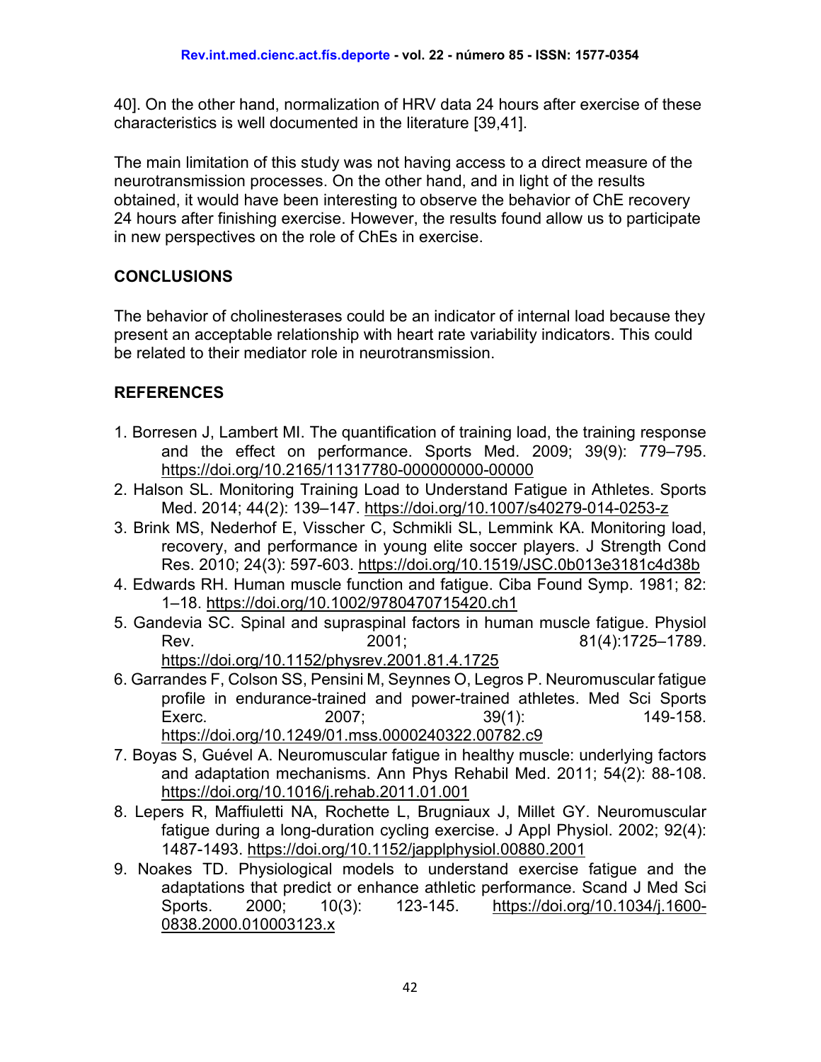40]. On the other hand, normalization of HRV data 24 hours after exercise of these characteristics is well documented in the literature [39,41].

The main limitation of this study was not having access to a direct measure of the neurotransmission processes. On the other hand, and in light of the results obtained, it would have been interesting to observe the behavior of ChE recovery 24 hours after finishing exercise. However, the results found allow us to participate in new perspectives on the role of ChEs in exercise.

## CONCLUSIONS

The behavior of cholinesterases could be an indicator of internal load because they present an acceptable relationship with heart rate variability indicators. This could be related to their mediator role in neurotransmission.

## REFERENCES

1. Borresen J, Lambert MI. The quantification of training load, the training response and the effect on performance. Sports Med. 2009; 39(9): 779–795. https://doi.org/10.2165/11317780-000000000-00000
2. Halson SL. Monitoring Training Load to Understand Fatigue in Athletes. Sports Med. 2014; 44(2): 139–147. https://doi.org/10.1007/s40279-014-0253-z
3. Brink MS, Nederhof E, Visscher C, Schmikli SL, Lemmink KA. Monitoring load, recovery, and performance in young elite soccer players. J Strength Cond Res. 2010; 24(3): 597-603. https://doi.org/10.1519/JSC.0b013e3181c4d38b
4. Edwards RH. Human muscle function and fatigue. Ciba Found Symp. 1981; 82: 1–18. https://doi.org/10.1002/9780470715420.ch1
5. Gandevia SC. Spinal and supraspinal factors in human muscle fatigue. Physiol Rev. 2001; 81(4):1725–1789. https://doi.org/10.1152/physrev.2001.81.4.1725
6. Garrandes F, Colson SS, Pensini M, Seynnes O, Legros P. Neuromuscular fatigue profile in endurance-trained and power-trained athletes. Med Sci Sports Exerc. 2007; 39(1): 149-158. https://doi.org/10.1249/01.mss.0000240322.00782.c9
7. Boyas S, Guével A. Neuromuscular fatigue in healthy muscle: underlying factors and adaptation mechanisms. Ann Phys Rehabil Med. 2011; 54(2): 88-108. https://doi.org/10.1016/j.rehab.2011.01.001
8. Lepers R, Maffiuletti NA, Rochette L, Brugniaux J, Millet GY. Neuromuscular fatigue during a long-duration cycling exercise. J Appl Physiol. 2002; 92(4): 1487-1493. https://doi.org/10.1152/japplphysiol.00880.2001
9. Noakes TD. Physiological models to understand exercise fatigue and the adaptations that predict or enhance athletic performance. Scand J Med Sci Sports. 2000; 10(3): 123-145. https://doi.org/10.1034/j.1600-0838.2000.010003123.x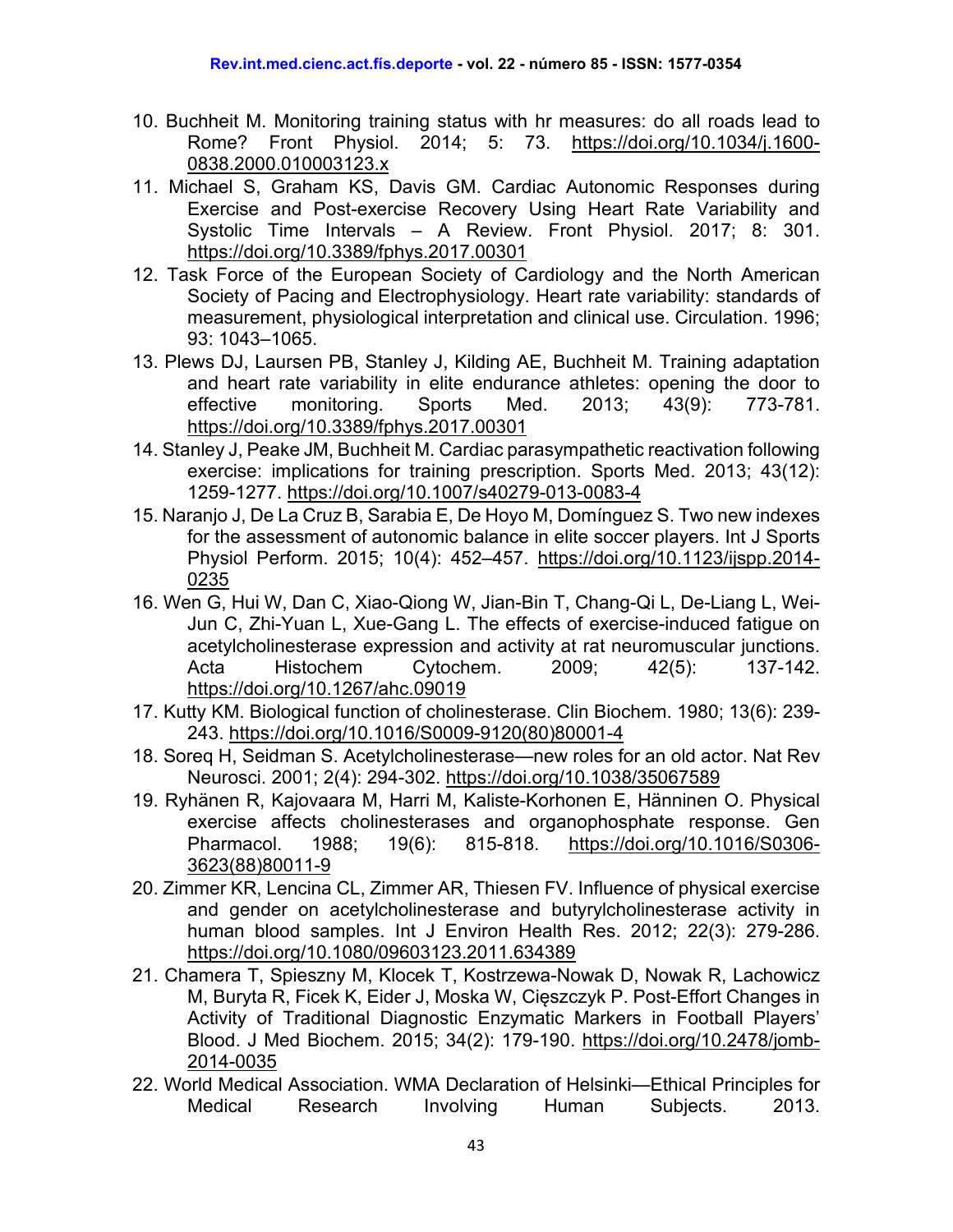10. Buchheit M. Monitoring training status with hr measures: do all roads lead to Rome? Front Physiol. 2014; 5: 73. https://doi.org/10.1034/j.1600-0838.2000.010003123.x
11. Michael S, Graham KS, Davis GM. Cardiac Autonomic Responses during Exercise and Post-exercise Recovery Using Heart Rate Variability and Systolic Time Intervals – A Review. Front Physiol. 2017; 8: 301. https://doi.org/10.3389/fphys.2017.00301
12. Task Force of the European Society of Cardiology and the North American Society of Pacing and Electrophysiology. Heart rate variability: standards of measurement, physiological interpretation and clinical use. Circulation. 1996; 93: 1043–1065.
13. Plews DJ, Laursen PB, Stanley J, Kilding AE, Buchheit M. Training adaptation and heart rate variability in elite endurance athletes: opening the door to effective monitoring. Sports Med. 2013; 43(9): 773-781. https://doi.org/10.3389/fphys.2017.00301
14. Stanley J, Peake JM, Buchheit M. Cardiac parasympathetic reactivation following exercise: implications for training prescription. Sports Med. 2013; 43(12): 1259-1277. https://doi.org/10.1007/s40279-013-0083-4
15. Naranjo J, De La Cruz B, Sarabia E, De Hoyo M, Domínguez S. Two new indexes for the assessment of autonomic balance in elite soccer players. Int J Sports Physiol Perform. 2015; 10(4): 452–457. https://doi.org/10.1123/ijspp.2014-0235
16. Wen G, Hui W, Dan C, Xiao-Qiong W, Jian-Bin T, Chang-Qi L, De-Liang L, Wei-Jun C, Zhi-Yuan L, Xue-Gang L. The effects of exercise-induced fatigue on acetylcholinesterase expression and activity at rat neuromuscular junctions. Acta Histochem Cytochem. 2009; 42(5): 137-142. https://doi.org/10.1267/ahc.09019
17. Kutty KM. Biological function of cholinesterase. Clin Biochem. 1980; 13(6): 239-243. https://doi.org/10.1016/S0009-9120(80)80001-4
18. Soreq H, Seidman S. Acetylcholinesterase—new roles for an old actor. Nat Rev Neurosci. 2001; 2(4): 294-302. https://doi.org/10.1038/35067589
19. Ryhänen R, Kajovaara M, Harri M, Kaliste-Korhonen E, Hänninen O. Physical exercise affects cholinesterases and organophosphate response. Gen Pharmacol. 1988; 19(6): 815-818. https://doi.org/10.1016/S0306-3623(88)80011-9
20. Zimmer KR, Lencina CL, Zimmer AR, Thiesen FV. Influence of physical exercise and gender on acetylcholinesterase and butyrylcholinesterase activity in human blood samples. Int J Environ Health Res. 2012; 22(3): 279-286. https://doi.org/10.1080/09603123.2011.634389
21. Chamera T, Spieszny M, Klocek T, Kostrzewa-Nowak D, Nowak R, Lachowicz M, Buryta R, Ficek K, Eider J, Moska W, Cięszczyk P. Post-Effort Changes in Activity of Traditional Diagnostic Enzymatic Markers in Football Players' Blood. J Med Biochem. 2015; 34(2): 179-190. https://doi.org/10.2478/jomb-2014-0035
22. World Medical Association. WMA Declaration of Helsinki—Ethical Principles for Medical Research Involving Human Subjects. 2013.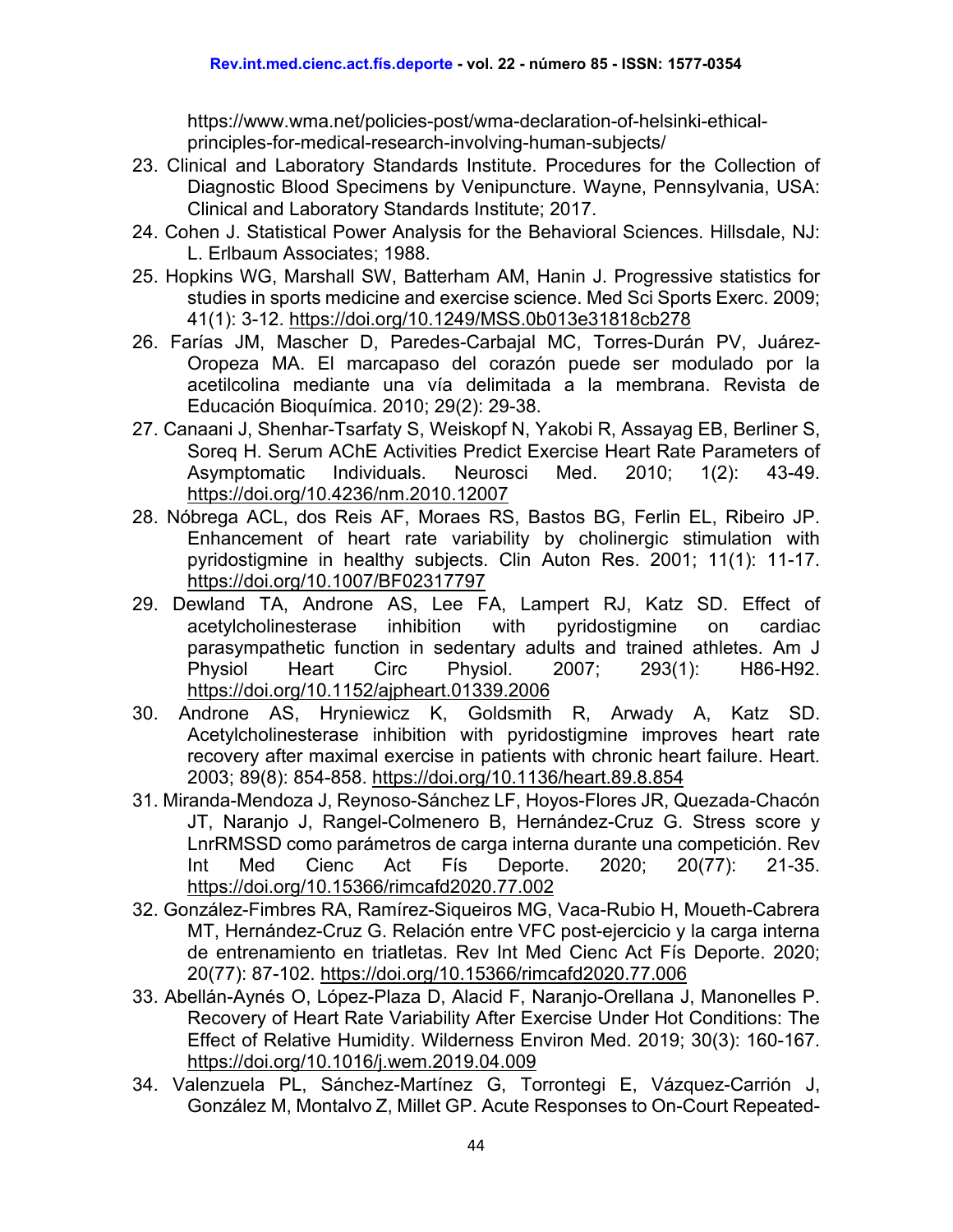https://www.wma.net/policies-post/wma-declaration-of-helsinki-ethical-principles-for-medical-research-involving-human-subjects/

23. Clinical and Laboratory Standards Institute. Procedures for the Collection of Diagnostic Blood Specimens by Venipuncture. Wayne, Pennsylvania, USA: Clinical and Laboratory Standards Institute; 2017.
24. Cohen J. Statistical Power Analysis for the Behavioral Sciences. Hillsdale, NJ: L. Erlbaum Associates; 1988.
25. Hopkins WG, Marshall SW, Batterham AM, Hanin J. Progressive statistics for studies in sports medicine and exercise science. Med Sci Sports Exerc. 2009; 41(1): 3-12. https://doi.org/10.1249/MSS.0b013e31818cb278
26. Farías JM, Mascher D, Paredes-Carbajal MC, Torres-Durán PV, Juárez-Oropeza MA. El marcapaso del corazón puede ser modulado por la acetilcolina mediante una vía delimitada a la membrana. Revista de Educación Bioquímica. 2010; 29(2): 29-38.
27. Canaani J, Shenhar-Tsarfaty S, Weiskopf N, Yakobi R, Assayag EB, Berliner S, Soreq H. Serum AChE Activities Predict Exercise Heart Rate Parameters of Asymptomatic Individuals. Neurosci Med. 2010; 1(2): 43-49. https://doi.org/10.4236/nm.2010.12007
28. Nóbrega ACL, dos Reis AF, Moraes RS, Bastos BG, Ferlin EL, Ribeiro JP. Enhancement of heart rate variability by cholinergic stimulation with pyridostigmine in healthy subjects. Clin Auton Res. 2001; 11(1): 11-17. https://doi.org/10.1007/BF02317797
29. Dewland TA, Androne AS, Lee FA, Lampert RJ, Katz SD. Effect of acetylcholinesterase inhibition with pyridostigmine on cardiac parasympathetic function in sedentary adults and trained athletes. Am J Physiol Heart Circ Physiol. 2007; 293(1): H86-H92. https://doi.org/10.1152/ajpheart.01339.2006
30. Androne AS, Hryniewicz K, Goldsmith R, Arwady A, Katz SD. Acetylcholinesterase inhibition with pyridostigmine improves heart rate recovery after maximal exercise in patients with chronic heart failure. Heart. 2003; 89(8): 854-858. https://doi.org/10.1136/heart.89.8.854
31. Miranda-Mendoza J, Reynoso-Sánchez LF, Hoyos-Flores JR, Quezada-Chacón JT, Naranjo J, Rangel-Colmenero B, Hernández-Cruz G. Stress score y LnrRMSSD como parámetros de carga interna durante una competición. Rev Int Med Cienc Act Fís Deporte. 2020; 20(77): 21-35. https://doi.org/10.15366/rimcafd2020.77.002
32. González-Fimbres RA, Ramírez-Siqueiros MG, Vaca-Rubio H, Moueth-Cabrera MT, Hernández-Cruz G. Relación entre VFC post-ejercicio y la carga interna de entrenamiento en triatletas. Rev Int Med Cienc Act Fís Deporte. 2020; 20(77): 87-102. https://doi.org/10.15366/rimcafd2020.77.006
33. Abellán-Aynés O, López-Plaza D, Alacid F, Naranjo-Orellana J, Manonelles P. Recovery of Heart Rate Variability After Exercise Under Hot Conditions: The Effect of Relative Humidity. Wilderness Environ Med. 2019; 30(3): 160-167. https://doi.org/10.1016/j.wem.2019.04.009
34. Valenzuela PL, Sánchez-Martínez G, Torrontegi E, Vázquez-Carrión J, González M, Montalvo Z, Millet GP. Acute Responses to On-Court Repeated-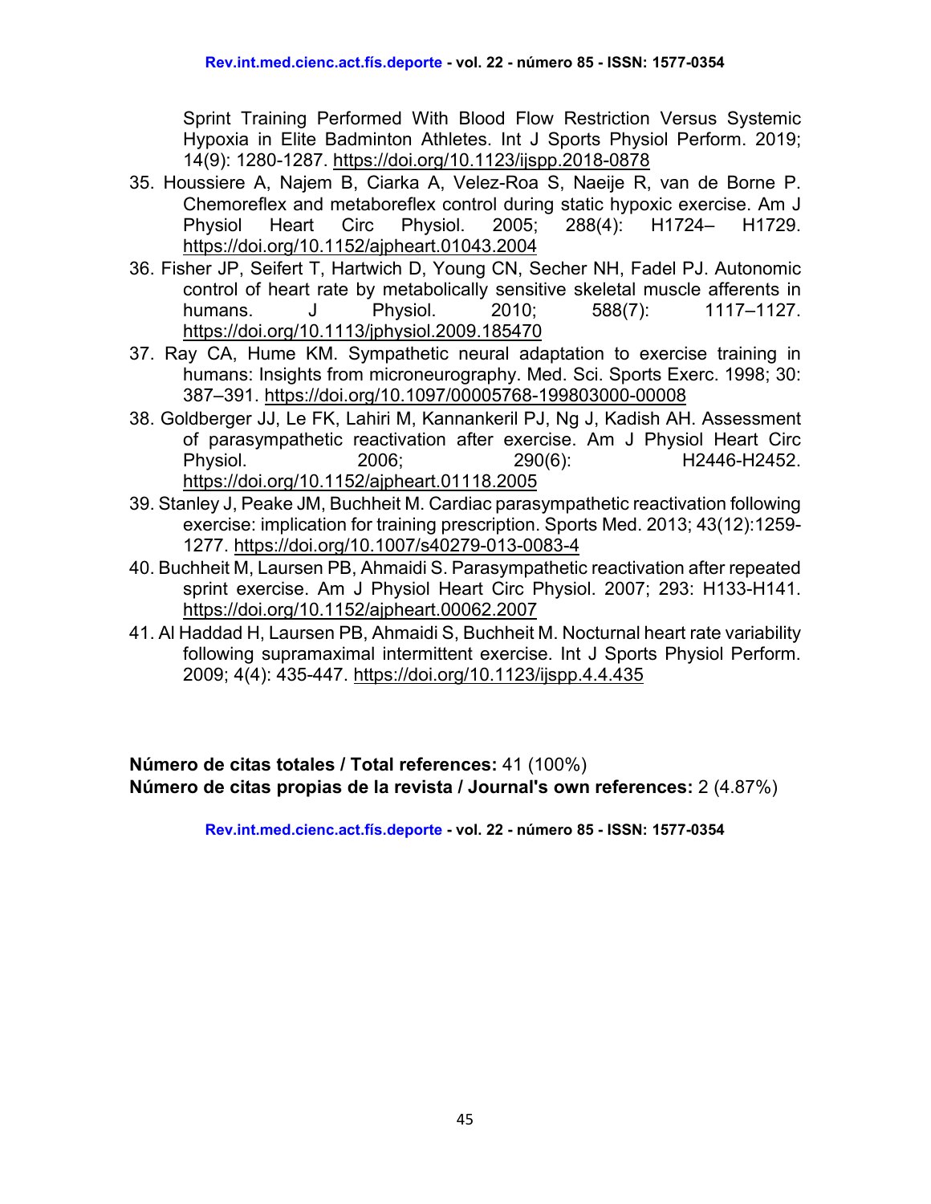Sprint Training Performed With Blood Flow Restriction Versus Systemic Hypoxia in Elite Badminton Athletes. Int J Sports Physiol Perform. 2019; 14(9): 1280-1287. https://doi.org/10.1123/ijspp.2018-0878

35. Houssiere A, Najem B, Ciarka A, Velez-Roa S, Naeije R, van de Borne P. Chemoreflex and metaboreflex control during static hypoxic exercise. Am J Physiol Heart Circ Physiol. 2005; 288(4): H1724– H1729. https://doi.org/10.1152/ajpheart.01043.2004
36. Fisher JP, Seifert T, Hartwich D, Young CN, Secher NH, Fadel PJ. Autonomic control of heart rate by metabolically sensitive skeletal muscle afferents in humans. J Physiol. 2010; 588(7): 1117–1127. https://doi.org/10.1113/jphysiol.2009.185470
37. Ray CA, Hume KM. Sympathetic neural adaptation to exercise training in humans: Insights from microneurography. Med. Sci. Sports Exerc. 1998; 30: 387–391. https://doi.org/10.1097/00005768-199803000-00008
38. Goldberger JJ, Le FK, Lahiri M, Kannankeril PJ, Ng J, Kadish AH. Assessment of parasympathetic reactivation after exercise. Am J Physiol Heart Circ Physiol. 2006; 290(6): H2446-H2452. https://doi.org/10.1152/ajpheart.01118.2005
39. Stanley J, Peake JM, Buchheit M. Cardiac parasympathetic reactivation following exercise: implication for training prescription. Sports Med. 2013; 43(12):1259-1277. https://doi.org/10.1007/s40279-013-0083-4
40. Buchheit M, Laursen PB, Ahmaidi S. Parasympathetic reactivation after repeated sprint exercise. Am J Physiol Heart Circ Physiol. 2007; 293: H133-H141. https://doi.org/10.1152/ajpheart.00062.2007
41. Al Haddad H, Laursen PB, Ahmaidi S, Buchheit M. Nocturnal heart rate variability following supramaximal intermittent exercise. Int J Sports Physiol Perform. 2009; 4(4): 435-447. https://doi.org/10.1123/ijspp.4.4.435

**Número de citas totales / Total references:** 41 (100%)
**Número de citas propias de la revista / Journal's own references:** 2 (4.87%)